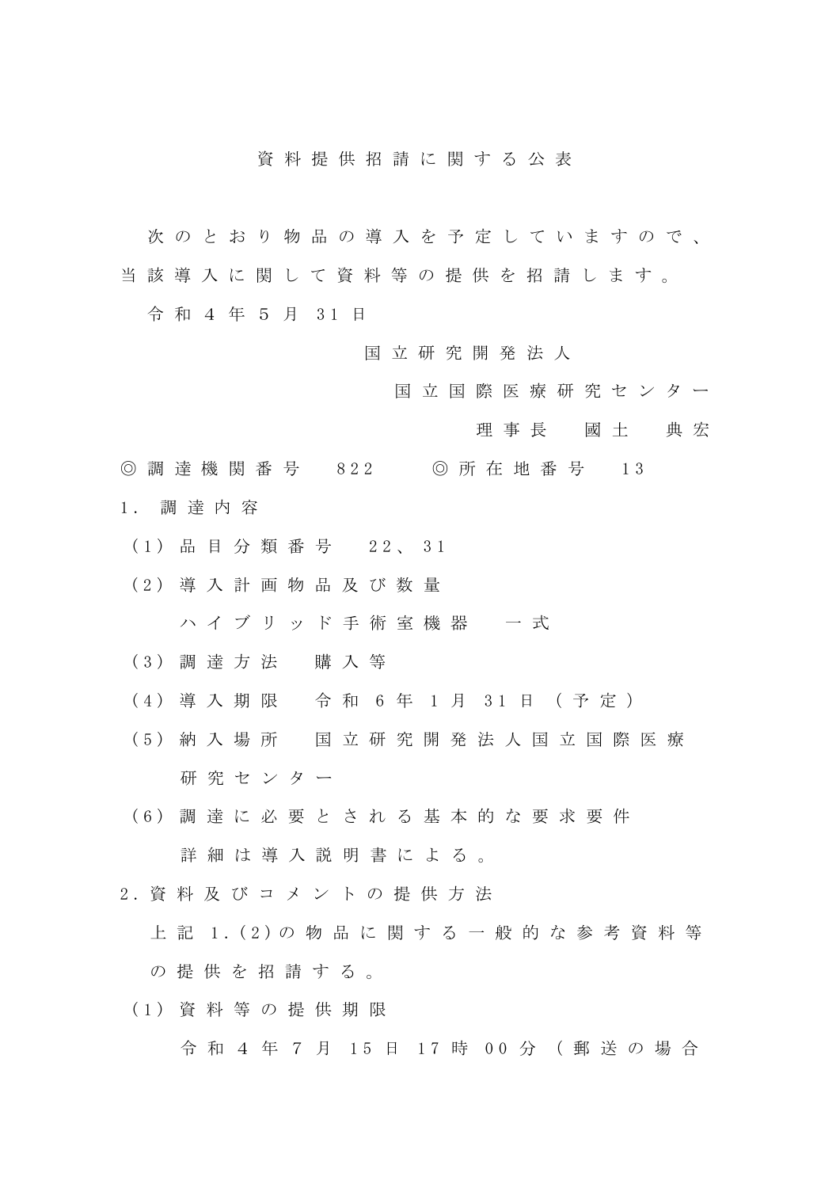# 資料提供招請に関する公表

次のとおり物品の導入を予定していますので、当該導入に関して資料等の提供を招請します。

令和4年5月31日

国立研究開発法人
国立国際医療研究センター
理事長　國土　典宏

◎調達機関番号　822　　◎所在地番号　13

1．調達内容

（1）品目分類番号　22、31

（2）導入計画物品及び数量

ハイブリッド手術室機器　一式

（3）調達方法　購入等

（4）導入期限　令和6年1月31日（予定）

（5）納入場所　国立研究開発法人国立国際医療研究センター

（6）調達に必要とされる基本的な要求要件

詳細は導入説明書による。

2．資料及びコメントの提供方法

上記1.(2)の物品に関する一般的な参考資料等の提供を招請する。

（1）資料等の提供期限

令和4年7月15日17時00分（郵送の場合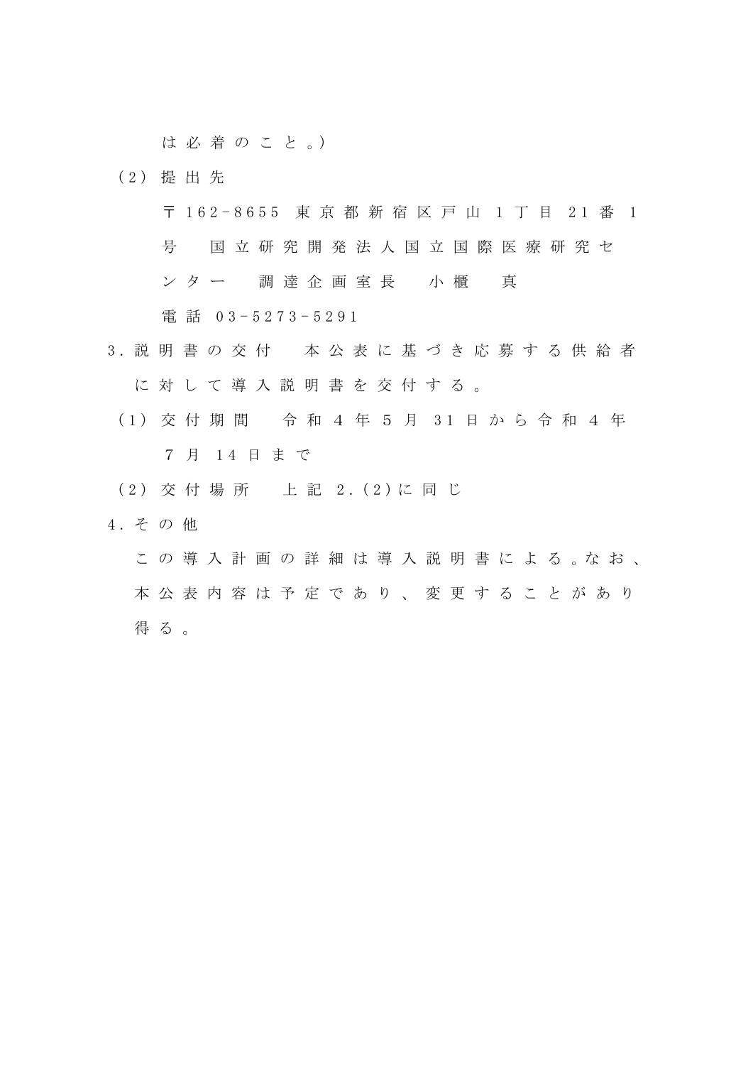は必着のこと。）

（2）提出先

〒162-8655 東京都新宿区戸山1丁目21番1号　国立研究開発法人国立国際医療研究センター　調達企画室長　小櫃　真

電話 03-5273-5291

3. 説明書の交付　本公表に基づき応募する供給者に対して導入説明書を交付する。

（1）交付期間　令和4年5月31日から令和4年7月14日まで

（2）交付場所　上記2.(2)に同じ

4. その他

この導入計画の詳細は導入説明書による。なお、本公表内容は予定であり、変更することがあり得る。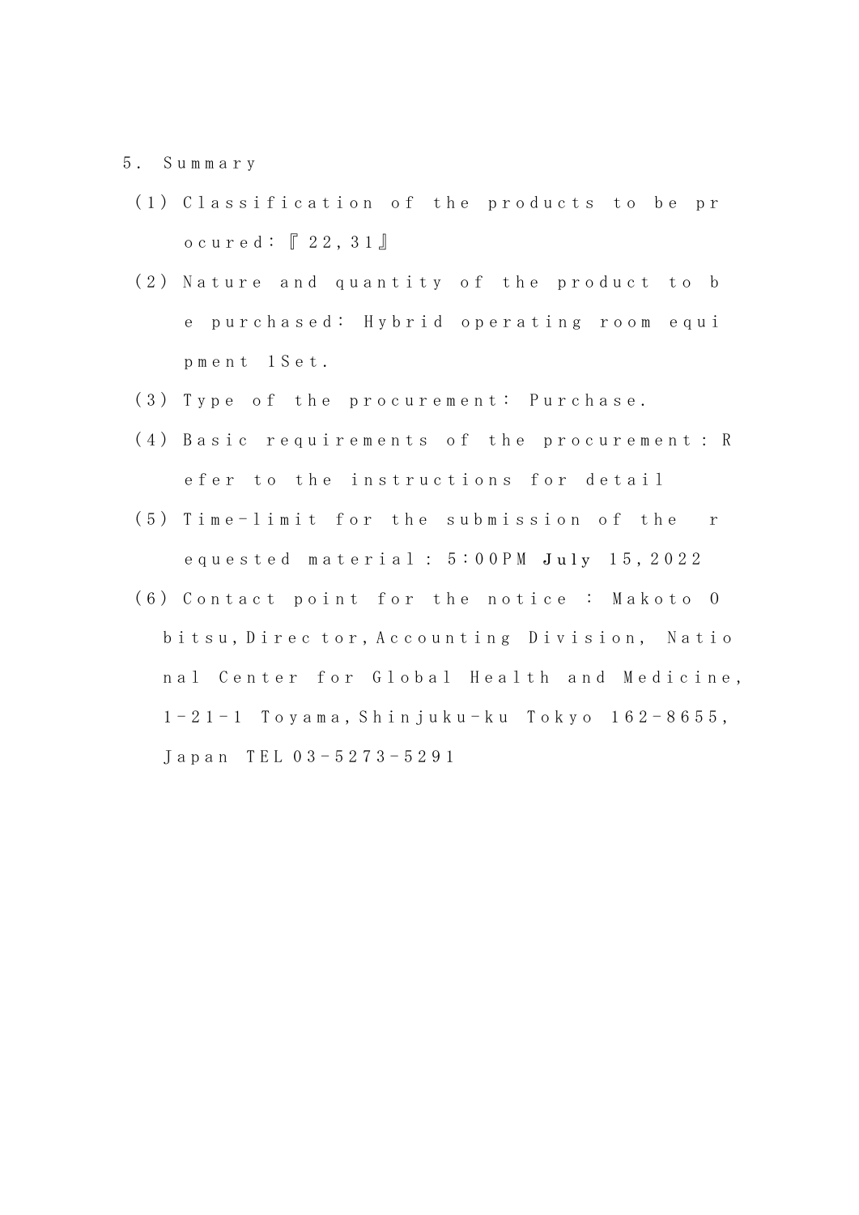5. Summary

(1) Classification of the products to be procured:『22,31』

(2) Nature and quantity of the product to be purchased: Hybrid operating room equipment 1Set.

(3) Type of the procurement: Purchase.

(4) Basic requirements of the procurement : Refer to the instructions for detail

(5) Time-limit for the submission of the requested material : 5:00PM July 15,2022

(6) Contact point for the notice : Makoto Obitsu,Director,Accounting Division, National Center for Global Health and Medicine, 1-21-1 Toyama,Shinjuku-ku Tokyo 162-8655, Japan TEL 03-5273-5291